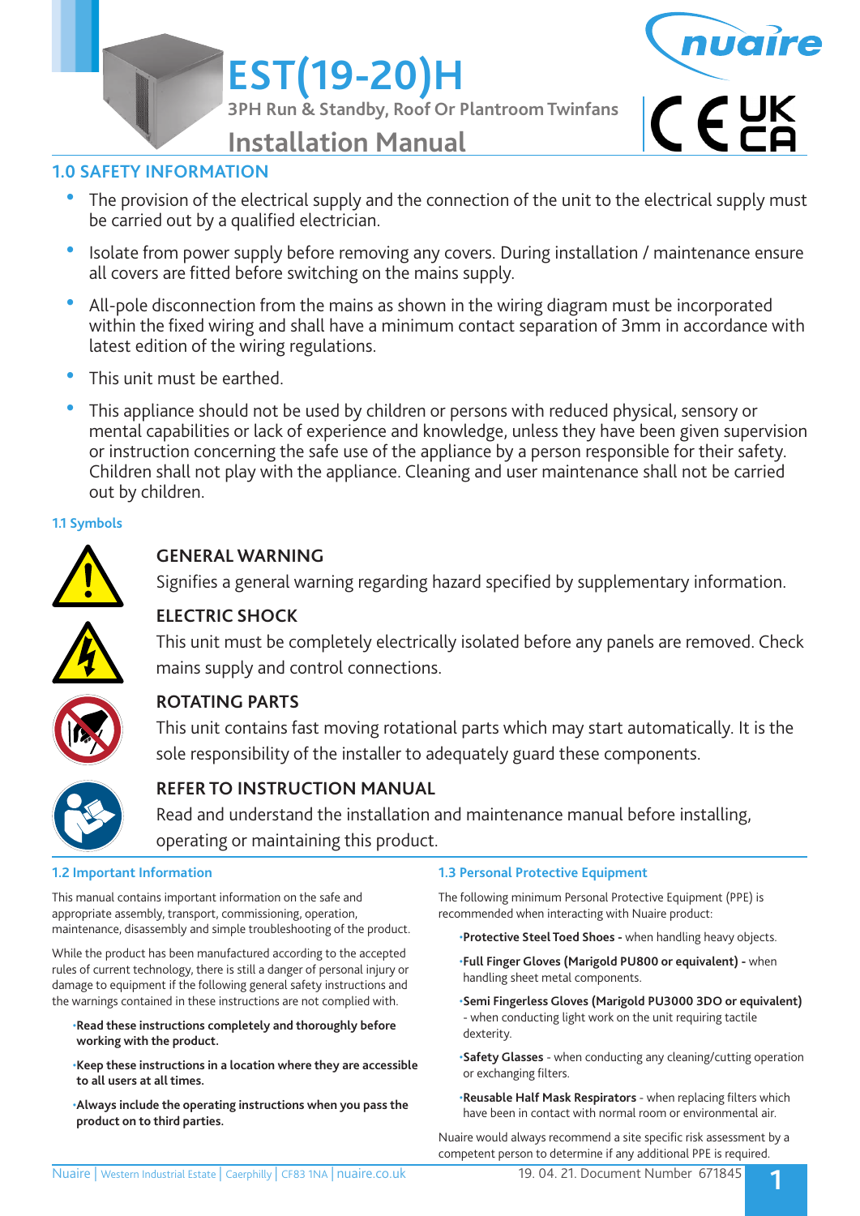# EST(19-20)H

3PH Run & Standby, Roof Or Plantroom Twinfans

## Installation Manual

## 1.0 SAFETY INFORMATION

- The provision of the electrical supply and the connection of the unit to the electrical supply must be carried out by a qualified electrician.
- Isolate from power supply before removing any covers. During installation / maintenance ensure all covers are fitted before switching on the mains supply.
- All-pole disconnection from the mains as shown in the wiring diagram must be incorporated within the fixed wiring and shall have a minimum contact separation of 3mm in accordance with latest edition of the wiring regulations.
- This unit must be earthed.
- This appliance should not be used by children or persons with reduced physical, sensory or mental capabilities or lack of experience and knowledge, unless they have been given supervision or instruction concerning the safe use of the appliance by a person responsible for their safety. Children shall not play with the appliance. Cleaning and user maintenance shall not be carried out by children.

### 1.1 Symbols

**GENERAL WARNING**

Signifies a general warning regarding hazard specified by supplementary information.

**ELECTRIC SHOCK**

This unit must be completely electrically isolated before any panels are removed. Check mains supply and control connections.

**ROTATING PARTS**

This unit contains fast moving rotational parts which may start automatically. It is the sole responsibility of the installer to adequately guard these components.

**REFER TO INSTRUCTION MANUAL**

Read and understand the installation and maintenance manual before installing, operating or maintaining this product.

### 1.2 Important Information

This manual contains important information on the safe and appropriate assembly, transport, commissioning, operation, maintenance, disassembly and simple troubleshooting of the product.

While the product has been manufactured according to the accepted rules of current technology, there is still a danger of personal injury or damage to equipment if the following general safety instructions and the warnings contained in these instructions are not complied with.

- **Read these instructions completely and thoroughly before working with the product.**
- **Keep these instructions in a location where they are accessible to all users at all times.**
- **Always include the operating instructions when you pass the product on to third parties.**

### 1.3 Personal Protective Equipment

The following minimum Personal Protective Equipment (PPE) is recommended when interacting with Nuaire product:

- **Protective Steel Toed Shoes -** when handling heavy objects.
- **Full Finger Gloves (Marigold PU800 or equivalent) -** when handling sheet metal components.
- **Semi Fingerless Gloves (Marigold PU3000 3DO or equivalent)** - when conducting light work on the unit requiring tactile dexterity.
- **Safety Glasses** - when conducting any cleaning/cutting operation or exchanging filters.
- **Reusable Half Mask Respirators** - when replacing filters which have been in contact with normal room or environmental air.

Nuaire would always recommend a site specific risk assessment by a competent person to determine if any additional PPE is required.

Nuaire | Western Industrial Estate | Caerphilly | CF83 1NA | nuaire.co.uk

19. 04. 21. Document Number 671845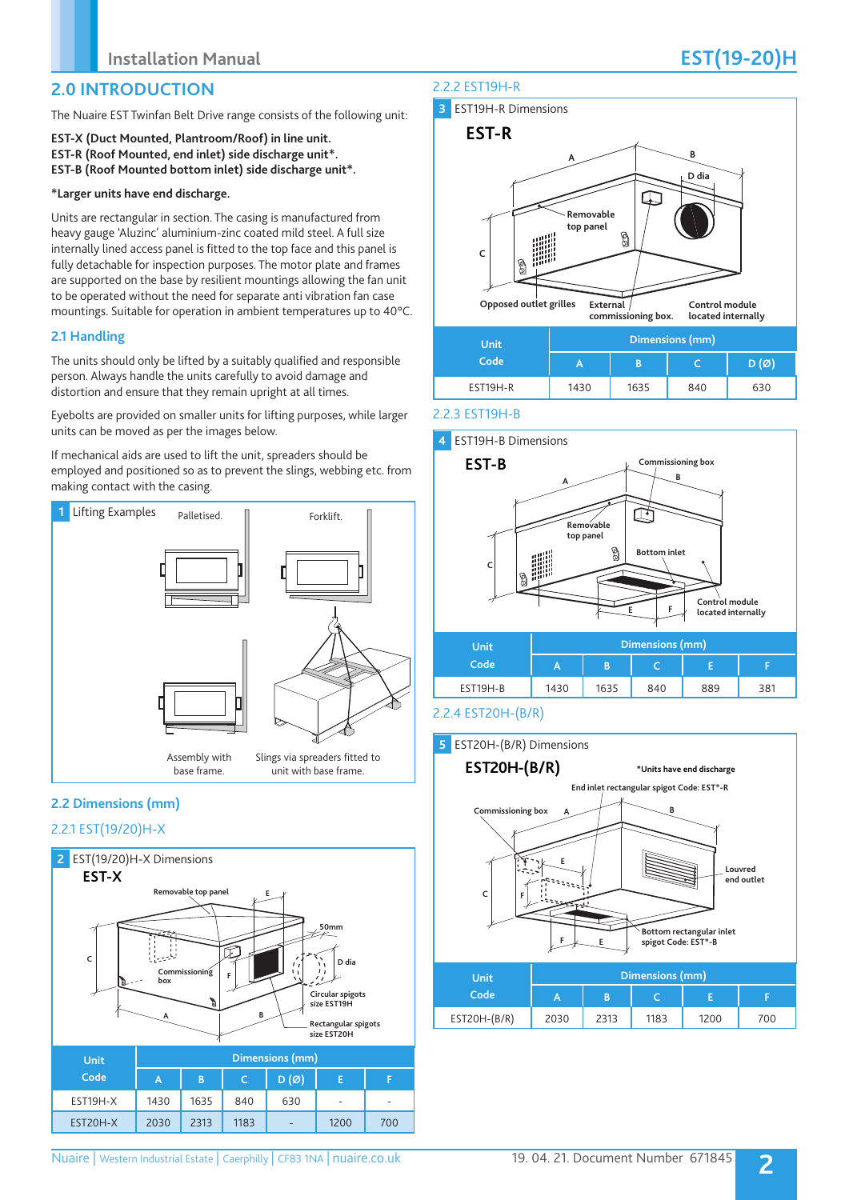## 2.0 INTRODUCTION

The Nuaire EST Twinfan Belt Drive range consists of the following unit:

**EST-X (Duct Mounted, Plantroom/Roof) in line unit.**
**EST-R (Roof Mounted, end inlet) side discharge unit*.**
**EST-B (Roof Mounted bottom inlet) side discharge unit*.**

***Larger units have end discharge.**

Units are rectangular in section. The casing is manufactured from heavy gauge 'Aluzinc' aluminium-zinc coated mild steel. A full size internally lined access panel is fitted to the top face and this panel is fully detachable for inspection purposes. The motor plate and frames are supported on the base by resilient mountings allowing the fan unit to be operated without the need for separate anti vibration fan case mountings. Suitable for operation in ambient temperatures up to 40°C.

### 2.1 Handling

The units should only be lifted by a suitably qualified and responsible person. Always handle the units carefully to avoid damage and distortion and ensure that they remain upright at all times.

Eyebolts are provided on smaller units for lifting purposes, while larger units can be moved as per the images below.

If mechanical aids are used to lift the unit, spreaders should be employed and positioned so as to prevent the slings, webbing etc. from making contact with the casing.

**1** Lifting Examples

Palletised. Forklift.

Assembly with base frame. Slings via spreaders fitted to unit with base frame.

### 2.2 Dimensions (mm)

#### 2.2.1 EST(19/20)H-X

**2** EST(19/20)H-X Dimensions

**EST-X**

Removable top panel, Commissioning box, 50mm, D dia, Circular spigots size EST19H, Rectangular spigots size EST20H

| Unit Code | Dimensions (mm) | | | | | |
|---|---|---|---|---|---|---|
| | A | B | C | D (Ø) | E | F |
| EST19H-X | 1430 | 1635 | 840 | 630 | - | - |
| EST20H-X | 2030 | 2313 | 1183 | - | 1200 | 700 |

#### 2.2.2 EST19H-R

**3** EST19H-R Dimensions

**EST-R**

Removable top panel, D dia, Opposed outlet grilles, External commissioning box, Control module located internally

| Unit Code | Dimensions (mm) | | | |
|---|---|---|---|---|
| | A | B | C | D (Ø) |
| EST19H-R | 1430 | 1635 | 840 | 630 |

#### 2.2.3 EST19H-B

**4** EST19H-B Dimensions

**EST-B**

Commissioning box, Removable top panel, Bottom inlet, Control module located internally

| Unit Code | Dimensions (mm) | | | | |
|---|---|---|---|---|---|
| | A | B | C | E | F |
| EST19H-B | 1430 | 1635 | 840 | 889 | 381 |

#### 2.2.4 EST20H-(B/R)

**5** EST20H-(B/R) Dimensions

**EST20H-(B/R)**

*Units have end discharge

End inlet rectangular spigot Code: EST*-R, Commissioning box, Louvred end outlet, Bottom rectangular inlet spigot Code: EST*-B

| Unit Code | Dimensions (mm) | | | | |
|---|---|---|---|---|---|
| | A | B | C | E | F |
| EST20H-(B/R) | 2030 | 2313 | 1183 | 1200 | 700 |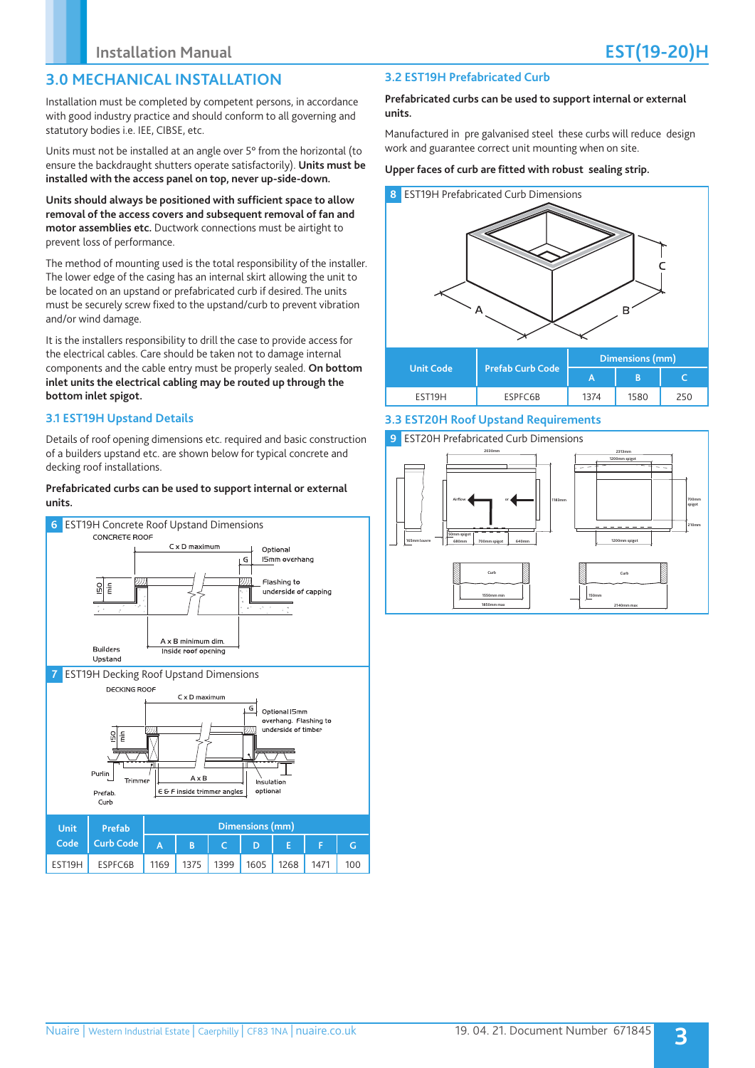## 3.0 MECHANICAL INSTALLATION

Installation must be completed by competent persons, in accordance with good industry practice and should conform to all governing and statutory bodies i.e. IEE, CIBSE, etc.

Units must not be installed at an angle over 5° from the horizontal (to ensure the backdraught shutters operate satisfactorily). **Units must be installed with the access panel on top, never up-side-down.**

**Units should always be positioned with sufficient space to allow removal of the access covers and subsequent removal of fan and motor assemblies etc.** Ductwork connections must be airtight to prevent loss of performance.

The method of mounting used is the total responsibility of the installer. The lower edge of the casing has an internal skirt allowing the unit to be located on an upstand or prefabricated curb if desired. The units must be securely screw fixed to the upstand/curb to prevent vibration and/or wind damage.

It is the installers responsibility to drill the case to provide access for the electrical cables. Care should be taken not to damage internal components and the cable entry must be properly sealed. **On bottom inlet units the electrical cabling may be routed up through the bottom inlet spigot.**

### 3.1 EST19H Upstand Details

Details of roof opening dimensions etc. required and basic construction of a builders upstand etc. are shown below for typical concrete and decking roof installations.

**Prefabricated curbs can be used to support internal or external units.**

**6** EST19H Concrete Roof Upstand Dimensions

**7** EST19H Decking Roof Upstand Dimensions

| Unit Code | Prefab Curb Code | Dimensions (mm) | | | | | | |
|---|---|---|---|---|---|---|---|---|
| | | A | B | C | D | E | F | G |
| EST19H | ESPFC6B | 1169 | 1375 | 1399 | 1605 | 1268 | 1471 | 100 |

### 3.2 EST19H Prefabricated Curb

**Prefabricated curbs can be used to support internal or external units.**

Manufactured in pre galvanised steel these curbs will reduce design work and guarantee correct unit mounting when on site.

**Upper faces of curb are fitted with robust sealing strip.**

**8** EST19H Prefabricated Curb Dimensions

| Unit Code | Prefab Curb Code | Dimensions (mm) | | |
|---|---|---|---|---|
| | | A | B | C |
| EST19H | ESPFC6B | 1374 | 1580 | 250 |

### 3.3 EST20H Roof Upstand Requirements

**9** EST20H Prefabricated Curb Dimensions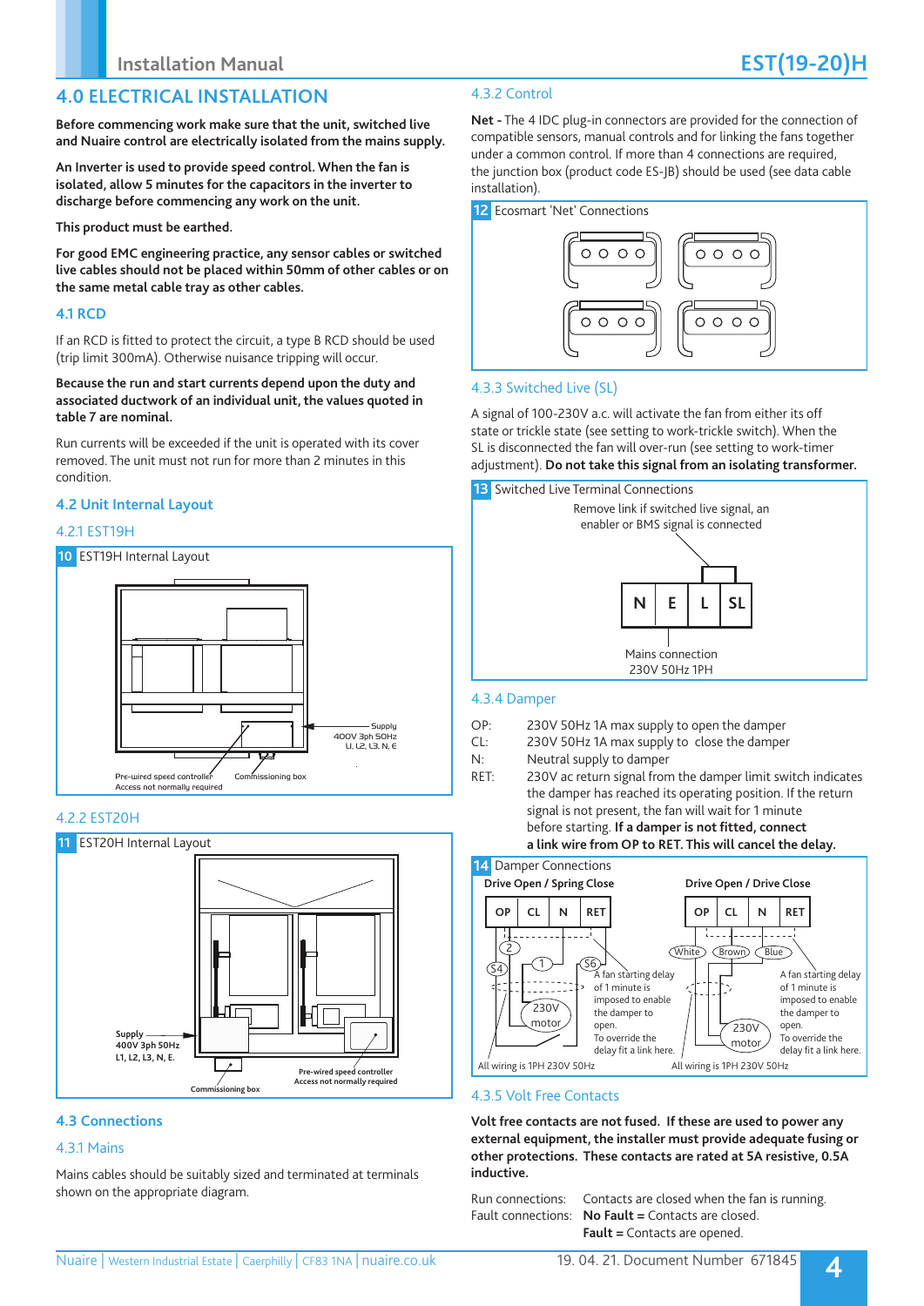# 4.0 ELECTRICAL INSTALLATION

**Before commencing work make sure that the unit, switched live and Nuaire control are electrically isolated from the mains supply.**

**An Inverter is used to provide speed control. When the fan is isolated, allow 5 minutes for the capacitors in the inverter to discharge before commencing any work on the unit.**

**This product must be earthed.**

**For good EMC engineering practice, any sensor cables or switched live cables should not be placed within 50mm of other cables or on the same metal cable tray as other cables.**

## 4.1 RCD

If an RCD is fitted to protect the circuit, a type B RCD should be used (trip limit 300mA). Otherwise nuisance tripping will occur.

**Because the run and start currents depend upon the duty and associated ductwork of an individual unit, the values quoted in table 7 are nominal.**

Run currents will be exceeded if the unit is operated with its cover removed. The unit must not run for more than 2 minutes in this condition.

## 4.2 Unit Internal Layout

### 4.2.1 EST19H

**10** EST19H Internal Layout

Supply 400V 3ph 50Hz L1, L2, L3, N, E

Pre-wired speed controller Access not normally required

Commissioning box

### 4.2.2 EST20H

**11** EST20H Internal Layout

Supply 400V 3ph 50Hz L1, L2, L3, N, E.

Pre-wired speed controller Access not normally required

Commissioning box

## 4.3 Connections

### 4.3.1 Mains

Mains cables should be suitably sized and terminated at terminals shown on the appropriate diagram.

### 4.3.2 Control

**Net -** The 4 IDC plug-in connectors are provided for the connection of compatible sensors, manual controls and for linking the fans together under a common control. If more than 4 connections are required, the junction box (product code ES-JB) should be used (see data cable installation).

**12** Ecosmart 'Net' Connections

### 4.3.3 Switched Live (SL)

A signal of 100-230V a.c. will activate the fan from either its off state or trickle state (see setting to work-trickle switch). When the SL is disconnected the fan will over-run (see setting to work-timer adjustment). **Do not take this signal from an isolating transformer.**

**13** Switched Live Terminal Connections

Remove link if switched live signal, an enabler or BMS signal is connected

N | E | L | SL

Mains connection 230V 50Hz 1PH

### 4.3.4 Damper

- OP: 230V 50Hz 1A max supply to open the damper
- CL: 230V 50Hz 1A max supply to close the damper
- N: Neutral supply to damper
- RET: 230V ac return signal from the damper limit switch indicates the damper has reached its operating position. If the return signal is not present, the fan will wait for 1 minute before starting. **If a damper is not fitted, connect a link wire from OP to RET. This will cancel the delay.**

**14** Damper Connections

**Drive Open / Spring Close**

OP | CL | N | RET

2, S4, 1, S6, 230V motor

A fan starting delay of 1 minute is imposed to enable the damper to open. To override the delay fit a link here.

All wiring is 1PH 230V 50Hz

**Drive Open / Drive Close**

OP | CL | N | RET

White, Brown, Blue, 230V motor

A fan starting delay of 1 minute is imposed to enable the damper to open. To override the delay fit a link here.

All wiring is 1PH 230V 50Hz

### 4.3.5 Volt Free Contacts

**Volt free contacts are not fused. If these are used to power any external equipment, the installer must provide adequate fusing or other protections. These contacts are rated at 5A resistive, 0.5A inductive.**

Run connections: Contacts are closed when the fan is running.
Fault connections: **No Fault =** Contacts are closed.
**Fault =** Contacts are opened.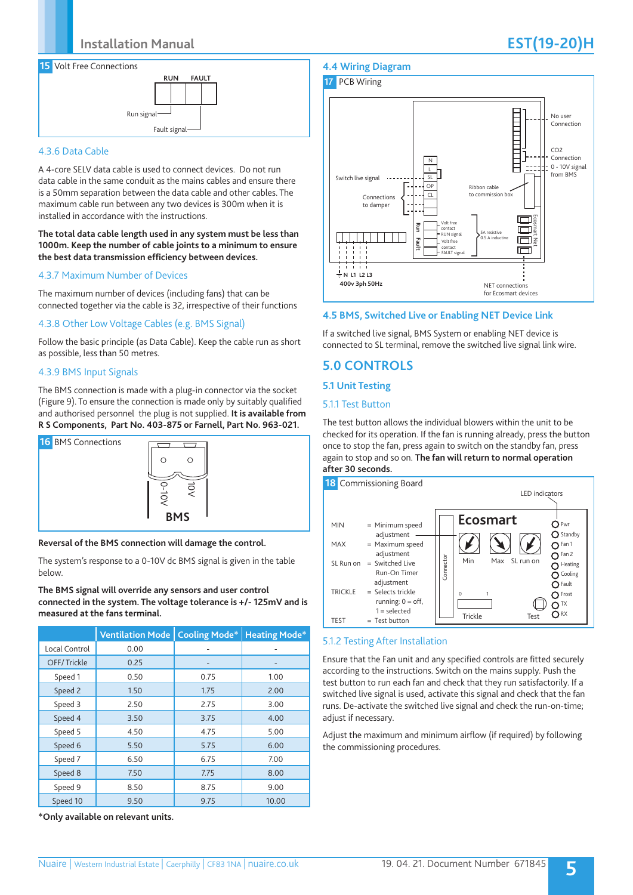**15** Volt Free Connections

RUN FAULT

Run signal

Fault signal

### 4.3.6 Data Cable

A 4-core SELV data cable is used to connect devices. Do not run data cable in the same conduit as the mains cables and ensure there is a 50mm separation between the data cable and other cables. The maximum cable run between any two devices is 300m when it is installed in accordance with the instructions.

**The total data cable length used in any system must be less than 1000m. Keep the number of cable joints to a minimum to ensure the best data transmission efficiency between devices.**

### 4.3.7 Maximum Number of Devices

The maximum number of devices (including fans) that can be connected together via the cable is 32, irrespective of their functions

### 4.3.8 Other Low Voltage Cables (e.g. BMS Signal)

Follow the basic principle (as Data Cable). Keep the cable run as short as possible, less than 50 metres.

### 4.3.9 BMS Input Signals

The BMS connection is made with a plug-in connector via the socket (Figure 9). To ensure the connection is made only by suitably qualified and authorised personnel the plug is not supplied. **It is available from R S Components, Part No. 403-875 or Farnell, Part No. 963-021.**

**16** BMS Connections

0-10V 10V

BMS

**Reversal of the BMS connection will damage the control.**

The system's response to a 0-10V dc BMS signal is given in the table below.

**The BMS signal will override any sensors and user control connected in the system. The voltage tolerance is +/- 125mV and is measured at the fans terminal.**

| | Ventilation Mode | Cooling Mode* | Heating Mode* |
|---|---|---|---|
| Local Control | 0.00 | - | - |
| OFF/ Trickle | 0.25 | - | - |
| Speed 1 | 0.50 | 0.75 | 1.00 |
| Speed 2 | 1.50 | 1.75 | 2.00 |
| Speed 3 | 2.50 | 2.75 | 3.00 |
| Speed 4 | 3.50 | 3.75 | 4.00 |
| Speed 5 | 4.50 | 4.75 | 5.00 |
| Speed 6 | 5.50 | 5.75 | 6.00 |
| Speed 7 | 6.50 | 6.75 | 7.00 |
| Speed 8 | 7.50 | 7.75 | 8.00 |
| Speed 9 | 8.50 | 8.75 | 9.00 |
| Speed 10 | 9.50 | 9.75 | 10.00 |

**\*Only available on relevant units.**

## 4.4 Wiring Diagram

**17** PCB Wiring

No user Connection

CO2 Connection - 0 - 10V signal from BMS

Switch live signal

Connections to damper

N L SL OP CL

Ribbon cable to commission box

Run Fault

Volt free contact RUN signal

Volt free contact FAULT signal

5A resistive 0.5 A inductive

Ecosmart Net

N L1 L2 L3

400v 3ph 50Hz

NET connections for Ecosmart devices

## 4.5 BMS, Switched Live or Enabling NET Device Link

If a switched live signal, BMS System or enabling NET device is connected to SL terminal, remove the switched live signal link wire.

# 5.0 CONTROLS

## 5.1 Unit Testing

### 5.1.1 Test Button

The test button allows the individual blowers within the unit to be checked for its operation. If the fan is running already, press the button once to stop the fan, press again to switch on the standby fan, press again to stop and so on. **The fan will return to normal operation after 30 seconds.**

**18** Commissioning Board

MIN = Minimum speed adjustment
MAX = Maximum speed adjustment
SL Run on = Switched Live Run-On Timer adjustment
TRICKLE = Selects trickle running: 0 = off, 1 = selected
TEST = Test button

Ecosmart

Connector

Min Max SL run on

0 1

Trickle Test

LED indicators: Pwr, Standby, Fan 1, Fan 2, Heating, Cooling, Fault, Frost, TX, RX

### 5.1.2 Testing After Installation

Ensure that the Fan unit and any specified controls are fitted securely according to the instructions. Switch on the mains supply. Push the test button to run each fan and check that they run satisfactorily. If a switched live signal is used, activate this signal and check that the fan runs. De-activate the switched live signal and check the run-on-time; adjust if necessary.

Adjust the maximum and minimum airflow (if required) by following the commissioning procedures.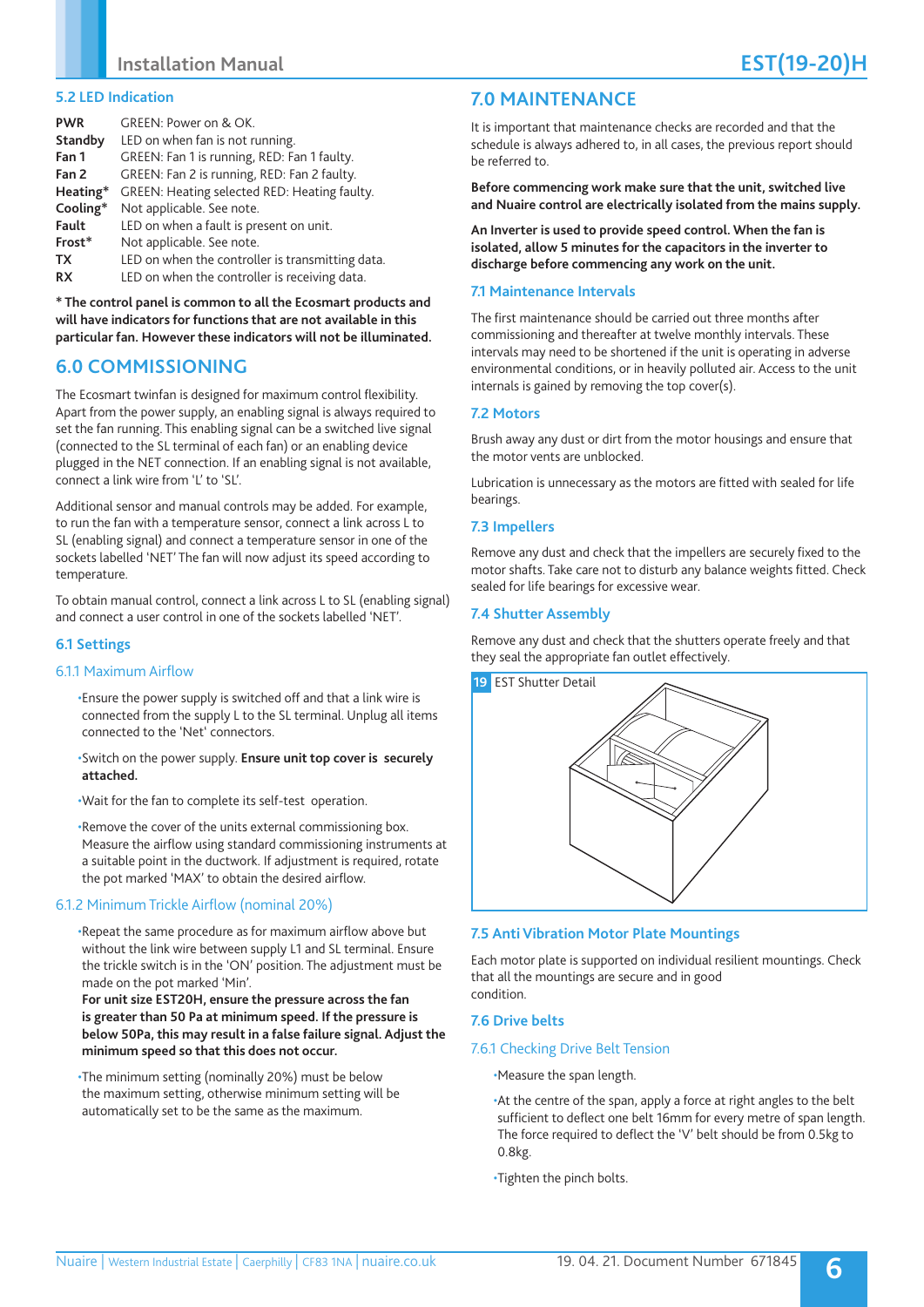## 5.2 LED Indication

| | |
|---|---|
| **PWR** | GREEN: Power on & OK. |
| **Standby** | LED on when fan is not running. |
| **Fan 1** | GREEN: Fan 1 is running, RED: Fan 1 faulty. |
| **Fan 2** | GREEN: Fan 2 is running, RED: Fan 2 faulty. |
| **Heating*** | GREEN: Heating selected RED: Heating faulty. |
| **Cooling*** | Not applicable. See note. |
| **Fault** | LED on when a fault is present on unit. |
| **Frost*** | Not applicable. See note. |
| **TX** | LED on when the controller is transmitting data. |
| **RX** | LED on when the controller is receiving data. |

**\* The control panel is common to all the Ecosmart products and will have indicators for functions that are not available in this particular fan. However these indicators will not be illuminated.**

# 6.0 COMMISSIONING

The Ecosmart twinfan is designed for maximum control flexibility. Apart from the power supply, an enabling signal is always required to set the fan running. This enabling signal can be a switched live signal (connected to the SL terminal of each fan) or an enabling device plugged in the NET connection. If an enabling signal is not available, connect a link wire from 'L' to 'SL'.

Additional sensor and manual controls may be added. For example, to run the fan with a temperature sensor, connect a link across L to SL (enabling signal) and connect a temperature sensor in one of the sockets labelled 'NET' The fan will now adjust its speed according to temperature.

To obtain manual control, connect a link across L to SL (enabling signal) and connect a user control in one of the sockets labelled 'NET'.

## 6.1 Settings

### 6.1.1 Maximum Airflow

- Ensure the power supply is switched off and that a link wire is connected from the supply L to the SL terminal. Unplug all items connected to the 'Net' connectors.
- Switch on the power supply. **Ensure unit top cover is securely attached.**
- Wait for the fan to complete its self-test operation.
- Remove the cover of the units external commissioning box. Measure the airflow using standard commissioning instruments at a suitable point in the ductwork. If adjustment is required, rotate the pot marked 'MAX' to obtain the desired airflow.

### 6.1.2 Minimum Trickle Airflow (nominal 20%)

- Repeat the same procedure as for maximum airflow above but without the link wire between supply L1 and SL terminal. Ensure the trickle switch is in the 'ON' position. The adjustment must be made on the pot marked 'Min'.
  **For unit size EST20H, ensure the pressure across the fan is greater than 50 Pa at minimum speed. If the pressure is below 50Pa, this may result in a false failure signal. Adjust the minimum speed so that this does not occur.**
- The minimum setting (nominally 20%) must be below the maximum setting, otherwise minimum setting will be automatically set to be the same as the maximum.

# 7.0 MAINTENANCE

It is important that maintenance checks are recorded and that the schedule is always adhered to, in all cases, the previous report should be referred to.

**Before commencing work make sure that the unit, switched live and Nuaire control are electrically isolated from the mains supply.**

**An Inverter is used to provide speed control. When the fan is isolated, allow 5 minutes for the capacitors in the inverter to discharge before commencing any work on the unit.**

## 7.1 Maintenance Intervals

The first maintenance should be carried out three months after commissioning and thereafter at twelve monthly intervals. These intervals may need to be shortened if the unit is operating in adverse environmental conditions, or in heavily polluted air. Access to the unit internals is gained by removing the top cover(s).

## 7.2 Motors

Brush away any dust or dirt from the motor housings and ensure that the motor vents are unblocked.

Lubrication is unnecessary as the motors are fitted with sealed for life bearings.

## 7.3 Impellers

Remove any dust and check that the impellers are securely fixed to the motor shafts. Take care not to disturb any balance weights fitted. Check sealed for life bearings for excessive wear.

## 7.4 Shutter Assembly

Remove any dust and check that the shutters operate freely and that they seal the appropriate fan outlet effectively.

**19** EST Shutter Detail

## 7.5 Anti Vibration Motor Plate Mountings

Each motor plate is supported on individual resilient mountings. Check that all the mountings are secure and in good condition.

## 7.6 Drive belts

### 7.6.1 Checking Drive Belt Tension

- Measure the span length.
- At the centre of the span, apply a force at right angles to the belt sufficient to deflect one belt 16mm for every metre of span length. The force required to deflect the 'V' belt should be from 0.5kg to 0.8kg.
- Tighten the pinch bolts.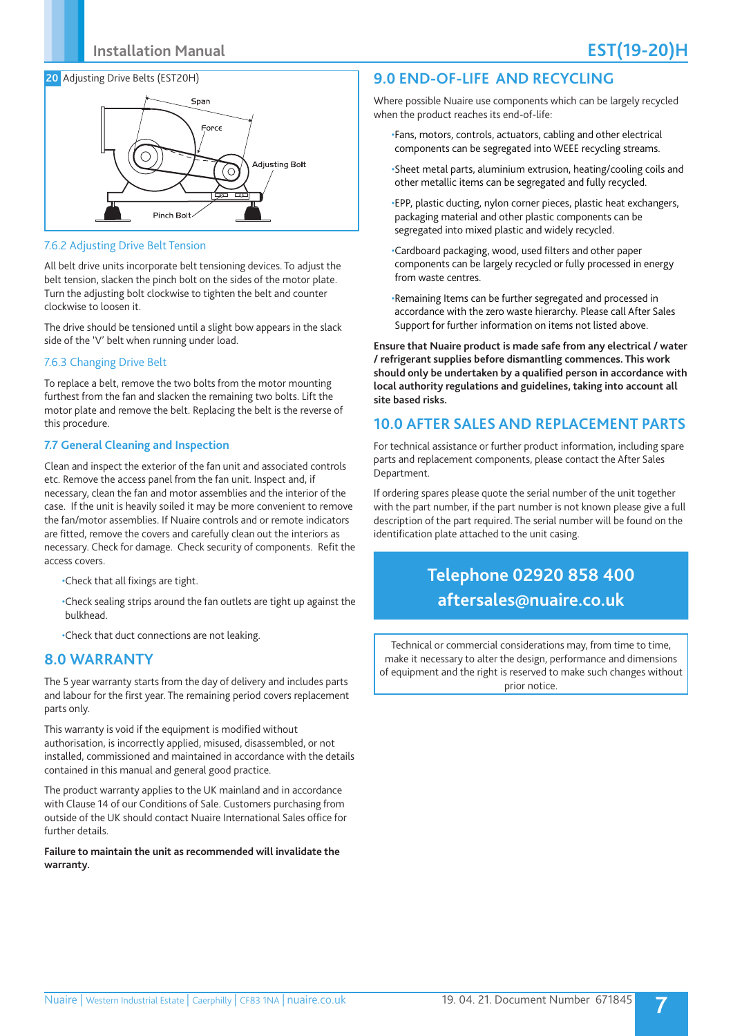**20** Adjusting Drive Belts (EST20H)

Span

Force

Adjusting Bolt

Pinch Bolt

### 7.6.2 Adjusting Drive Belt Tension

All belt drive units incorporate belt tensioning devices. To adjust the belt tension, slacken the pinch bolt on the sides of the motor plate. Turn the adjusting bolt clockwise to tighten the belt and counter clockwise to loosen it.

The drive should be tensioned until a slight bow appears in the slack side of the 'V' belt when running under load.

### 7.6.3 Changing Drive Belt

To replace a belt, remove the two bolts from the motor mounting furthest from the fan and slacken the remaining two bolts. Lift the motor plate and remove the belt. Replacing the belt is the reverse of this procedure.

### 7.7 General Cleaning and Inspection

Clean and inspect the exterior of the fan unit and associated controls etc. Remove the access panel from the fan unit. Inspect and, if necessary, clean the fan and motor assemblies and the interior of the case. If the unit is heavily soiled it may be more convenient to remove the fan/motor assemblies. If Nuaire controls and or remote indicators are fitted, remove the covers and carefully clean out the interiors as necessary. Check for damage. Check security of components. Refit the access covers.

- Check that all fixings are tight.
- Check sealing strips around the fan outlets are tight up against the bulkhead.
- Check that duct connections are not leaking.

## 8.0 WARRANTY

The 5 year warranty starts from the day of delivery and includes parts and labour for the first year. The remaining period covers replacement parts only.

This warranty is void if the equipment is modified without authorisation, is incorrectly applied, misused, disassembled, or not installed, commissioned and maintained in accordance with the details contained in this manual and general good practice.

The product warranty applies to the UK mainland and in accordance with Clause 14 of our Conditions of Sale. Customers purchasing from outside of the UK should contact Nuaire International Sales office for further details.

**Failure to maintain the unit as recommended will invalidate the warranty.**

## 9.0 END-OF-LIFE AND RECYCLING

Where possible Nuaire use components which can be largely recycled when the product reaches its end-of-life:

- Fans, motors, controls, actuators, cabling and other electrical components can be segregated into WEEE recycling streams.
- Sheet metal parts, aluminium extrusion, heating/cooling coils and other metallic items can be segregated and fully recycled.
- EPP, plastic ducting, nylon corner pieces, plastic heat exchangers, packaging material and other plastic components can be segregated into mixed plastic and widely recycled.
- Cardboard packaging, wood, used filters and other paper components can be largely recycled or fully processed in energy from waste centres.
- Remaining Items can be further segregated and processed in accordance with the zero waste hierarchy. Please call After Sales Support for further information on items not listed above.

**Ensure that Nuaire product is made safe from any electrical / water / refrigerant supplies before dismantling commences. This work should only be undertaken by a qualified person in accordance with local authority regulations and guidelines, taking into account all site based risks.**

## 10.0 AFTER SALES AND REPLACEMENT PARTS

For technical assistance or further product information, including spare parts and replacement components, please contact the After Sales Department.

If ordering spares please quote the serial number of the unit together with the part number, if the part number is not known please give a full description of the part required. The serial number will be found on the identification plate attached to the unit casing.

**Telephone 02920 858 400**
**aftersales@nuaire.co.uk**

Technical or commercial considerations may, from time to time, make it necessary to alter the design, performance and dimensions of equipment and the right is reserved to make such changes without prior notice.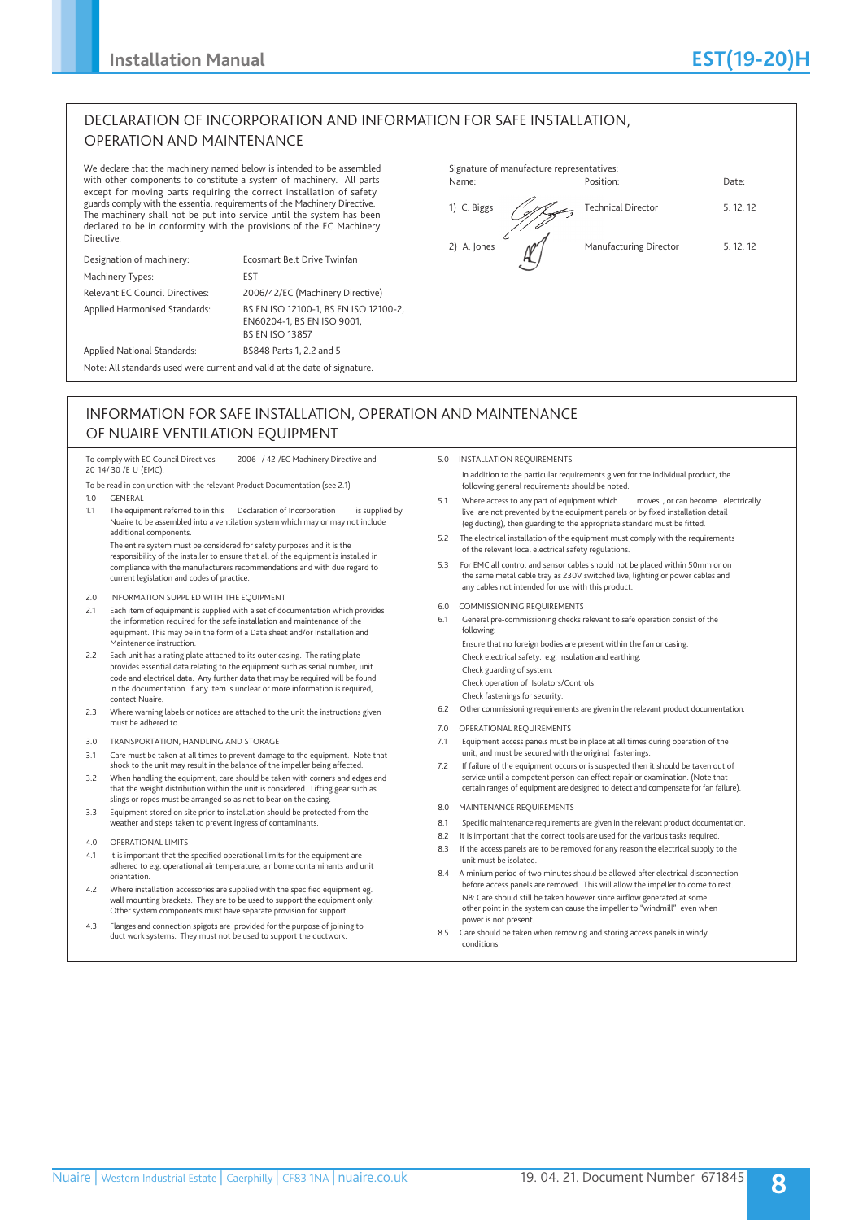## DECLARATION OF INCORPORATION AND INFORMATION FOR SAFE INSTALLATION, OPERATION AND MAINTENANCE

We declare that the machinery named below is intended to be assembled with other components to constitute a system of machinery. All parts except for moving parts requiring the correct installation of safety guards comply with the essential requirements of the Machinery Directive. The machinery shall not be put into service until the system has been declared to be in conformity with the provisions of the EC Machinery Directive.

| | |
|---|---|
| Designation of machinery: | Ecosmart Belt Drive Twinfan |
| Machinery Types: | EST |
| Relevant EC Council Directives: | 2006/42/EC (Machinery Directive) |
| Applied Harmonised Standards: | BS EN ISO 12100-1, BS EN ISO 12100-2, EN60204-1, BS EN ISO 9001, BS EN ISO 13857 |
| Applied National Standards: | BS848 Parts 1, 2.2 and 5 |

Note: All standards used were current and valid at the date of signature.

Signature of manufacture representatives:

| Name: | Position: | Date: |
|---|---|---|
| 1) C. Biggs | Technical Director | 5. 12. 12 |
| 2) A. Jones | Manufacturing Director | 5. 12. 12 |

## INFORMATION FOR SAFE INSTALLATION, OPERATION AND MAINTENANCE OF NUAIRE VENTILATION EQUIPMENT

To comply with EC Council Directives 2006 / 42 /EC Machinery Directive and 20 14/ 30 /E U (EMC).

To be read in conjunction with the relevant Product Documentation (see 2.1)

1.0 GENERAL

1.1 The equipment referred to in this Declaration of Incorporation is supplied by Nuaire to be assembled into a ventilation system which may or may not include additional components.

The entire system must be considered for safety purposes and it is the responsibility of the installer to ensure that all of the equipment is installed in compliance with the manufacturers recommendations and with due regard to current legislation and codes of practice.

2.0 INFORMATION SUPPLIED WITH THE EQUIPMENT

2.1 Each item of equipment is supplied with a set of documentation which provides the information required for the safe installation and maintenance of the equipment. This may be in the form of a Data sheet and/or Installation and Maintenance instruction.

2.2 Each unit has a rating plate attached to its outer casing. The rating plate provides essential data relating to the equipment such as serial number, unit code and electrical data. Any further data that may be required will be found in the documentation. If any item is unclear or more information is required, contact Nuaire.

2.3 Where warning labels or notices are attached to the unit the instructions given must be adhered to.

3.0 TRANSPORTATION, HANDLING AND STORAGE

3.1 Care must be taken at all times to prevent damage to the equipment. Note that shock to the unit may result in the balance of the impeller being affected.

3.2 When handling the equipment, care should be taken with corners and edges and that the weight distribution within the unit is considered. Lifting gear such as slings or ropes must be arranged so as not to bear on the casing.

3.3 Equipment stored on site prior to installation should be protected from the weather and steps taken to prevent ingress of contaminants.

4.0 OPERATIONAL LIMITS

4.1 It is important that the specified operational limits for the equipment are adhered to e.g. operational air temperature, air borne contaminants and unit orientation.

4.2 Where installation accessories are supplied with the specified equipment eg. wall mounting brackets. They are to be used to support the equipment only. Other system components must have separate provision for support.

4.3 Flanges and connection spigots are provided for the purpose of joining to duct work systems. They must not be used to support the ductwork.

5.0 INSTALLATION REQUIREMENTS

In addition to the particular requirements given for the individual product, the following general requirements should be noted.

5.1 Where access to any part of equipment which moves , or can become electrically live are not prevented by the equipment panels or by fixed installation detail (eg ducting), then guarding to the appropriate standard must be fitted.

5.2 The electrical installation of the equipment must comply with the requirements of the relevant local electrical safety regulations.

5.3 For EMC all control and sensor cables should not be placed within 50mm or on the same metal cable tray as 230V switched live, lighting or power cables and any cables not intended for use with this product.

6.0 COMMISSIONING REQUIREMENTS

6.1 General pre-commissioning checks relevant to safe operation consist of the following:

Ensure that no foreign bodies are present within the fan or casing.

Check electrical safety. e.g. Insulation and earthing.

Check guarding of system.

Check operation of Isolators/Controls.

Check fastenings for security.

6.2 Other commissioning requirements are given in the relevant product documentation.

7.0 OPERATIONAL REQUIREMENTS

7.1 Equipment access panels must be in place at all times during operation of the unit, and must be secured with the original fastenings.

7.2 If failure of the equipment occurs or is suspected then it should be taken out of service until a competent person can effect repair or examination. (Note that certain ranges of equipment are designed to detect and compensate for fan failure).

8.0 MAINTENANCE REQUIREMENTS

8.1 Specific maintenance requirements are given in the relevant product documentation.

8.2 It is important that the correct tools are used for the various tasks required.

8.3 If the access panels are to be removed for any reason the electrical supply to the unit must be isolated.

8.4 A minium period of two minutes should be allowed after electrical disconnection before access panels are removed. This will allow the impeller to come to rest.

NB: Care should still be taken however since airflow generated at some other point in the system can cause the impeller to "windmill" even when power is not present.

8.5 Care should be taken when removing and storing access panels in windy conditions.